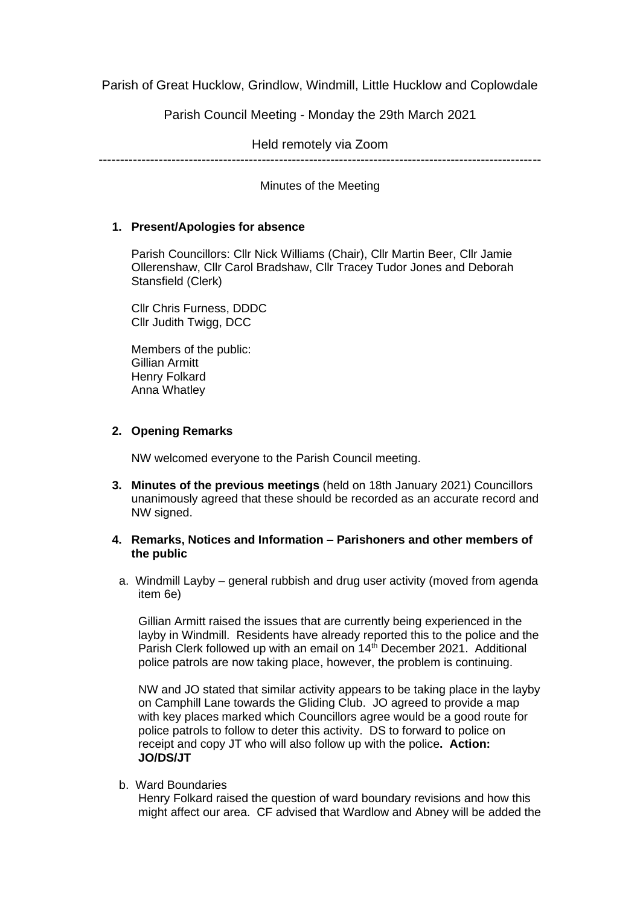Parish of Great Hucklow, Grindlow, Windmill, Little Hucklow and Coplowdale

Parish Council Meeting - Monday the 29th March 2021

Held remotely via Zoom

---

Minutes of the Meeting

1. **Present/Apologies for absence**

   Parish Councillors: Cllr Nick Williams (Chair), Cllr Martin Beer, Cllr Jamie Ollerenshaw, Cllr Carol Bradshaw, Cllr Tracey Tudor Jones and Deborah Stansfield (Clerk)

   Cllr Chris Furness, DDDC
   Cllr Judith Twigg, DCC

   Members of the public:
   Gillian Armitt
   Henry Folkard
   Anna Whatley

2. **Opening Remarks**

   NW welcomed everyone to the Parish Council meeting.

3. **Minutes of the previous meetings** (held on 18th January 2021) Councillors unanimously agreed that these should be recorded as an accurate record and NW signed.

4. **Remarks, Notices and Information – Parishoners and other members of the public**

   a. Windmill Layby – general rubbish and drug user activity (moved from agenda item 6e)

   Gillian Armitt raised the issues that are currently being experienced in the layby in Windmill. Residents have already reported this to the police and the Parish Clerk followed up with an email on 14th December 2021. Additional police patrols are now taking place, however, the problem is continuing.

   NW and JO stated that similar activity appears to be taking place in the layby on Camphill Lane towards the Gliding Club. JO agreed to provide a map with key places marked which Councillors agree would be a good route for police patrols to follow to deter this activity. DS to forward to police on receipt and copy JT who will also follow up with the police**. Action: JO/DS/JT**

   b. Ward Boundaries
   Henry Folkard raised the question of ward boundary revisions and how this might affect our area. CF advised that Wardlow and Abney will be added the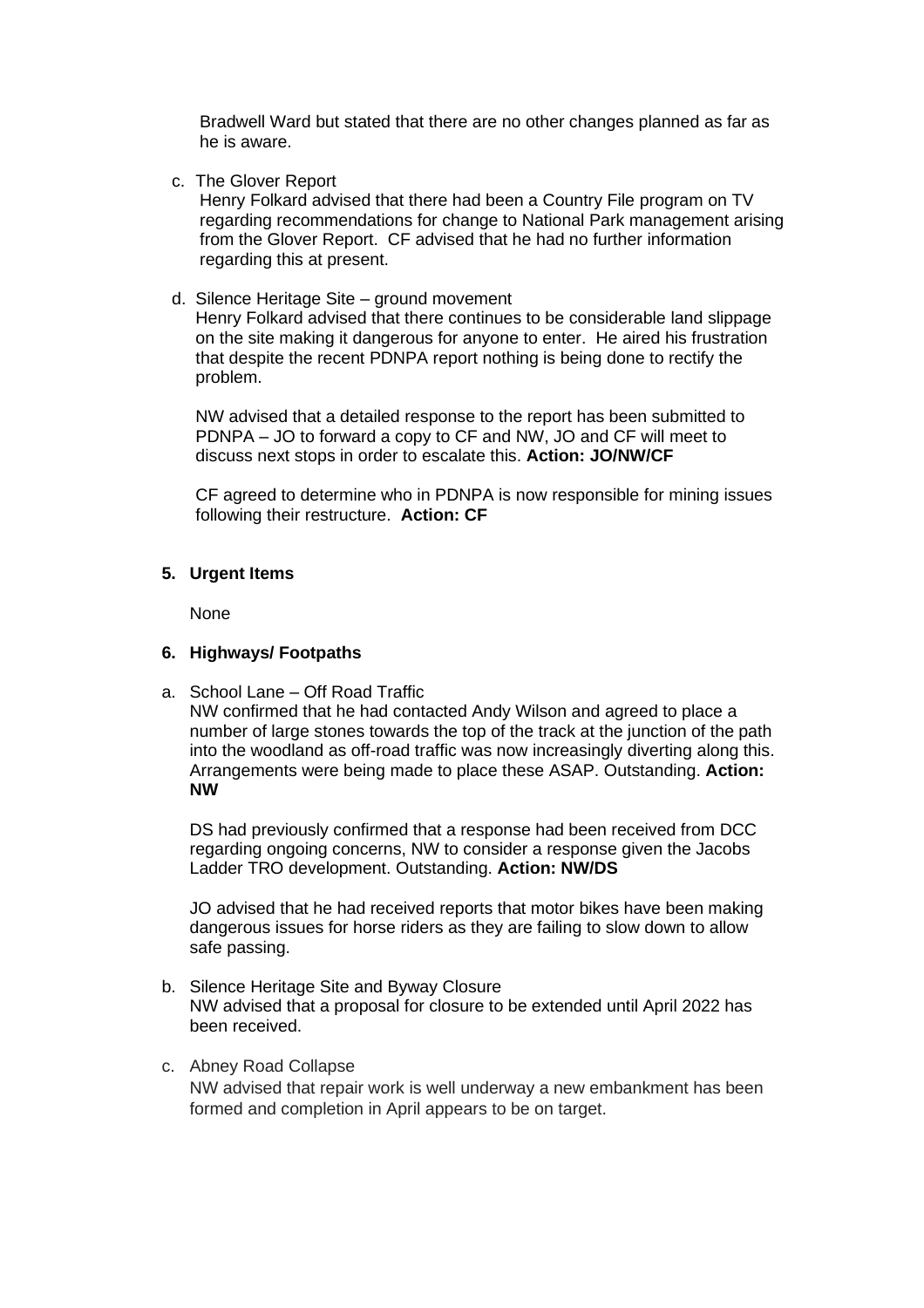Bradwell Ward but stated that there are no other changes planned as far as he is aware.

c. The Glover Report

Henry Folkard advised that there had been a Country File program on TV regarding recommendations for change to National Park management arising from the Glover Report. CF advised that he had no further information regarding this at present.

d. Silence Heritage Site – ground movement

Henry Folkard advised that there continues to be considerable land slippage on the site making it dangerous for anyone to enter. He aired his frustration that despite the recent PDNPA report nothing is being done to rectify the problem.

NW advised that a detailed response to the report has been submitted to PDNPA – JO to forward a copy to CF and NW, JO and CF will meet to discuss next stops in order to escalate this. **Action: JO/NW/CF**

CF agreed to determine who in PDNPA is now responsible for mining issues following their restructure. **Action: CF**

## 5. Urgent Items

None

## 6. Highways/ Footpaths

a. School Lane – Off Road Traffic

NW confirmed that he had contacted Andy Wilson and agreed to place a number of large stones towards the top of the track at the junction of the path into the woodland as off-road traffic was now increasingly diverting along this. Arrangements were being made to place these ASAP. Outstanding. **Action: NW**

DS had previously confirmed that a response had been received from DCC regarding ongoing concerns, NW to consider a response given the Jacobs Ladder TRO development. Outstanding. **Action: NW/DS**

JO advised that he had received reports that motor bikes have been making dangerous issues for horse riders as they are failing to slow down to allow safe passing.

b. Silence Heritage Site and Byway Closure

NW advised that a proposal for closure to be extended until April 2022 has been received.

c. Abney Road Collapse

NW advised that repair work is well underway a new embankment has been formed and completion in April appears to be on target.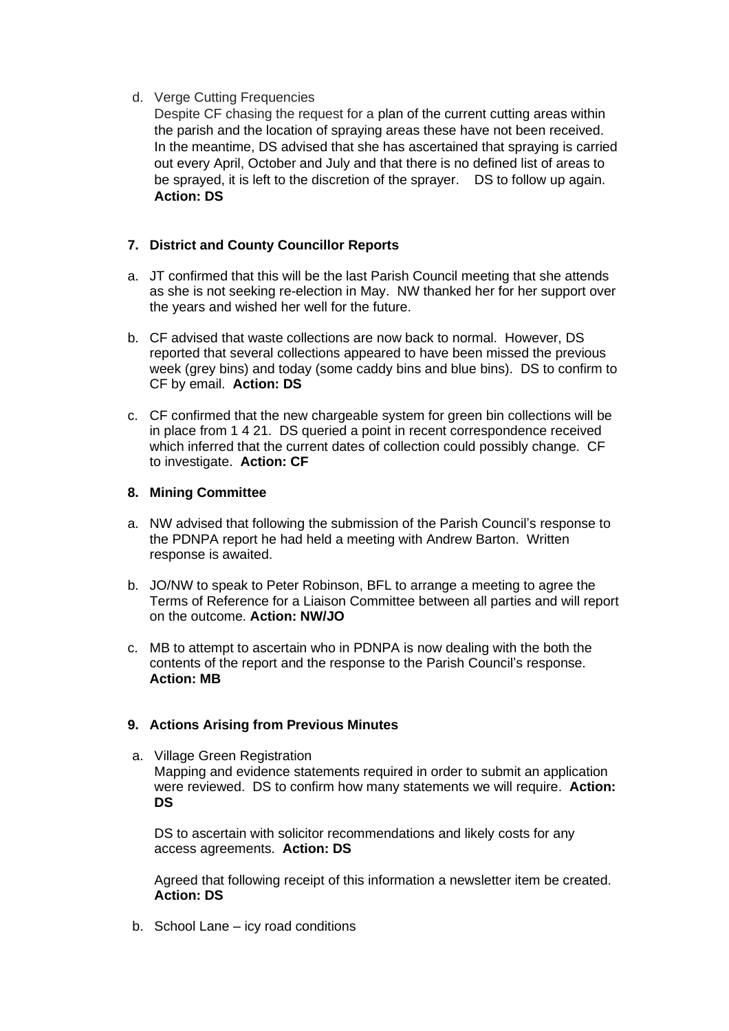d. Verge Cutting Frequencies

   Despite CF chasing the request for a plan of the current cutting areas within the parish and the location of spraying areas these have not been received. In the meantime, DS advised that she has ascertained that spraying is carried out every April, October and July and that there is no defined list of areas to be sprayed, it is left to the discretion of the sprayer. DS to follow up again. **Action: DS**

## 7. District and County Councillor Reports

a. JT confirmed that this will be the last Parish Council meeting that she attends as she is not seeking re-election in May. NW thanked her for her support over the years and wished her well for the future.

b. CF advised that waste collections are now back to normal. However, DS reported that several collections appeared to have been missed the previous week (grey bins) and today (some caddy bins and blue bins). DS to confirm to CF by email. **Action: DS**

c. CF confirmed that the new chargeable system for green bin collections will be in place from 1 4 21. DS queried a point in recent correspondence received which inferred that the current dates of collection could possibly change. CF to investigate. **Action: CF**

## 8. Mining Committee

a. NW advised that following the submission of the Parish Council's response to the PDNPA report he had held a meeting with Andrew Barton. Written response is awaited.

b. JO/NW to speak to Peter Robinson, BFL to arrange a meeting to agree the Terms of Reference for a Liaison Committee between all parties and will report on the outcome. **Action: NW/JO**

c. MB to attempt to ascertain who in PDNPA is now dealing with the both the contents of the report and the response to the Parish Council's response. **Action: MB**

## 9. Actions Arising from Previous Minutes

a. Village Green Registration

   Mapping and evidence statements required in order to submit an application were reviewed. DS to confirm how many statements we will require. **Action: DS**

   DS to ascertain with solicitor recommendations and likely costs for any access agreements. **Action: DS**

   Agreed that following receipt of this information a newsletter item be created. **Action: DS**

b. School Lane – icy road conditions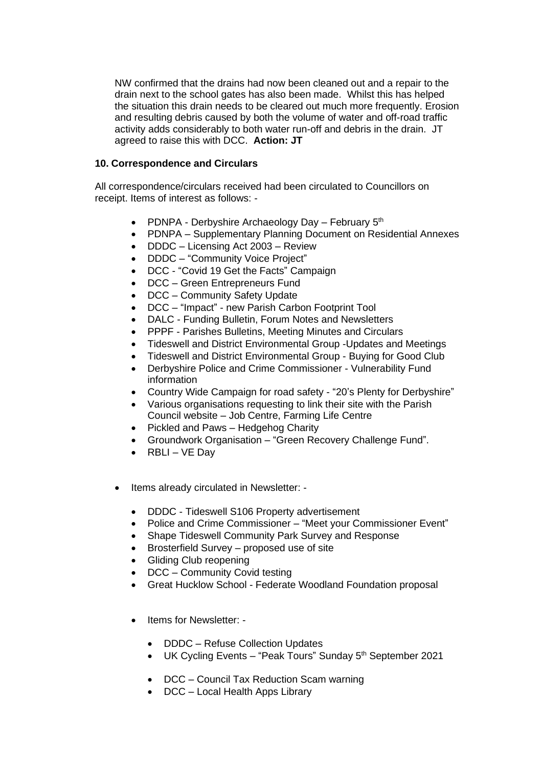NW confirmed that the drains had now been cleaned out and a repair to the drain next to the school gates has also been made. Whilst this has helped the situation this drain needs to be cleared out much more frequently. Erosion and resulting debris caused by both the volume of water and off-road traffic activity adds considerably to both water run-off and debris in the drain. JT agreed to raise this with DCC. **Action: JT**

**10. Correspondence and Circulars**

All correspondence/circulars received had been circulated to Councillors on receipt. Items of interest as follows: -

- PDNPA - Derbyshire Archaeology Day – February 5th
- PDNPA – Supplementary Planning Document on Residential Annexes
- DDDC – Licensing Act 2003 – Review
- DDDC – "Community Voice Project"
- DCC - "Covid 19 Get the Facts" Campaign
- DCC – Green Entrepreneurs Fund
- DCC – Community Safety Update
- DCC – "Impact" - new Parish Carbon Footprint Tool
- DALC - Funding Bulletin, Forum Notes and Newsletters
- PPPF - Parishes Bulletins, Meeting Minutes and Circulars
- Tideswell and District Environmental Group -Updates and Meetings
- Tideswell and District Environmental Group - Buying for Good Club
- Derbyshire Police and Crime Commissioner - Vulnerability Fund information
- Country Wide Campaign for road safety - "20's Plenty for Derbyshire"
- Various organisations requesting to link their site with the Parish Council website – Job Centre, Farming Life Centre
- Pickled and Paws – Hedgehog Charity
- Groundwork Organisation – "Green Recovery Challenge Fund".
- RBLI – VE Day

- Items already circulated in Newsletter: -
  - DDDC - Tideswell S106 Property advertisement
  - Police and Crime Commissioner – "Meet your Commissioner Event"
  - Shape Tideswell Community Park Survey and Response
  - Brosterfield Survey – proposed use of site
  - Gliding Club reopening
  - DCC – Community Covid testing
  - Great Hucklow School - Federate Woodland Foundation proposal

  - Items for Newsletter: -
    - DDDC – Refuse Collection Updates
    - UK Cycling Events – "Peak Tours" Sunday 5th September 2021
    - DCC – Council Tax Reduction Scam warning
    - DCC – Local Health Apps Library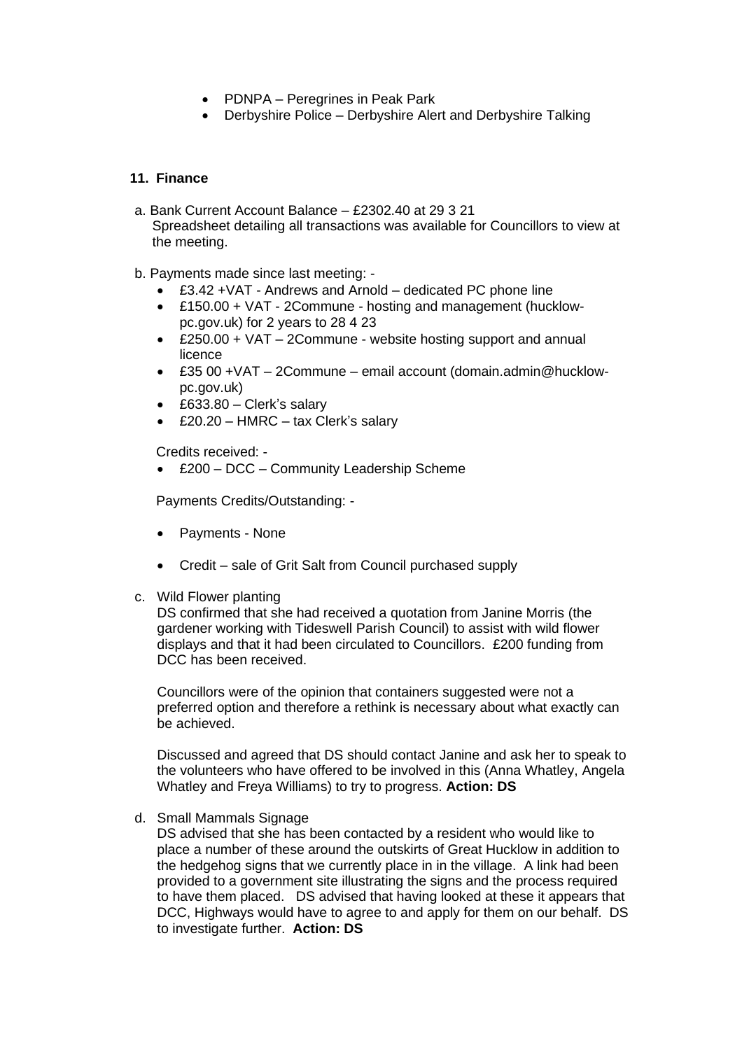- PDNPA – Peregrines in Peak Park
- Derbyshire Police – Derbyshire Alert and Derbyshire Talking

## 11. Finance

a. Bank Current Account Balance – £2302.40 at 29 3 21
Spreadsheet detailing all transactions was available for Councillors to view at the meeting.

b. Payments made since last meeting: -

- £3.42 +VAT - Andrews and Arnold – dedicated PC phone line
- £150.00 + VAT - 2Commune - hosting and management (hucklow-pc.gov.uk) for 2 years to 28 4 23
- £250.00 + VAT – 2Commune - website hosting support and annual licence
- £35 00 +VAT – 2Commune – email account (domain.admin@hucklow-pc.gov.uk)
- £633.80 – Clerk's salary
- £20.20 – HMRC – tax Clerk's salary

Credits received: -

- £200 – DCC – Community Leadership Scheme

Payments Credits/Outstanding: -

- Payments - None
- Credit – sale of Grit Salt from Council purchased supply

c. Wild Flower planting
DS confirmed that she had received a quotation from Janine Morris (the gardener working with Tideswell Parish Council) to assist with wild flower displays and that it had been circulated to Councillors. £200 funding from DCC has been received.

Councillors were of the opinion that containers suggested were not a preferred option and therefore a rethink is necessary about what exactly can be achieved.

Discussed and agreed that DS should contact Janine and ask her to speak to the volunteers who have offered to be involved in this (Anna Whatley, Angela Whatley and Freya Williams) to try to progress. **Action: DS**

d. Small Mammals Signage
DS advised that she has been contacted by a resident who would like to place a number of these around the outskirts of Great Hucklow in addition to the hedgehog signs that we currently place in in the village. A link had been provided to a government site illustrating the signs and the process required to have them placed. DS advised that having looked at these it appears that DCC, Highways would have to agree to and apply for them on our behalf. DS to investigate further. **Action: DS**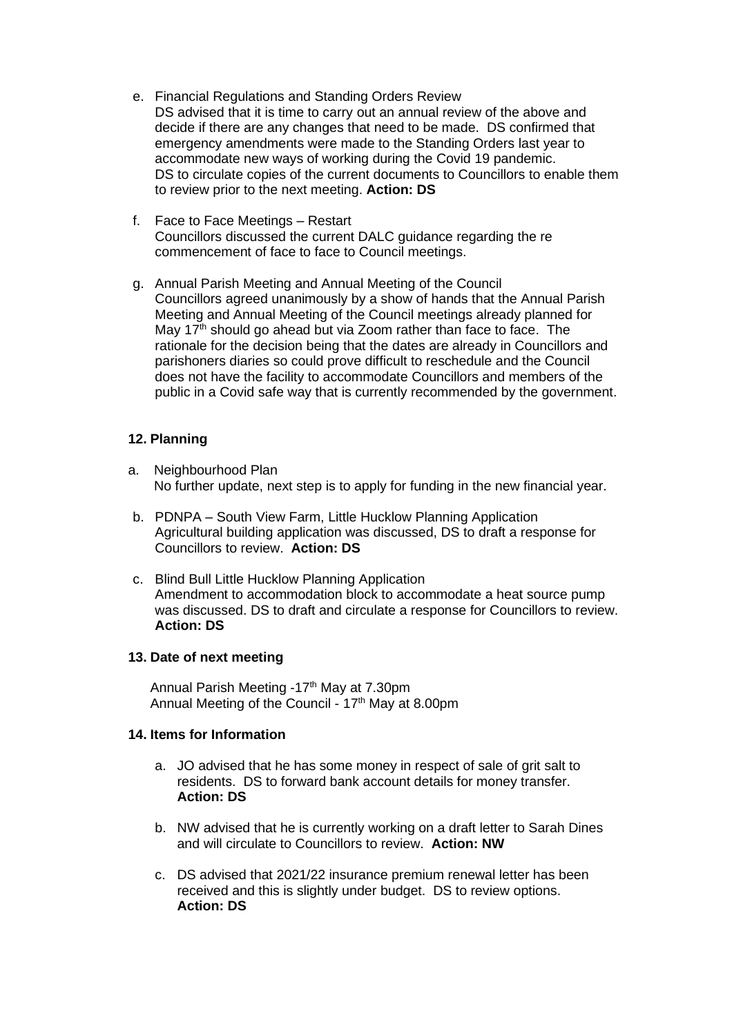e. Financial Regulations and Standing Orders Review
   DS advised that it is time to carry out an annual review of the above and decide if there are any changes that need to be made. DS confirmed that emergency amendments were made to the Standing Orders last year to accommodate new ways of working during the Covid 19 pandemic.
   DS to circulate copies of the current documents to Councillors to enable them to review prior to the next meeting. **Action: DS**

f. Face to Face Meetings – Restart
   Councillors discussed the current DALC guidance regarding the re commencement of face to face Council meetings.

g. Annual Parish Meeting and Annual Meeting of the Council
   Councillors agreed unanimously by a show of hands that the Annual Parish Meeting and Annual Meeting of the Council meetings already planned for May 17th should go ahead but via Zoom rather than face to face. The rationale for the decision being that the dates are already in Councillors and parishoners diaries so could prove difficult to reschedule and the Council does not have the facility to accommodate Councillors and members of the public in a Covid safe way that is currently recommended by the government.

**12. Planning**

a. Neighbourhood Plan
   No further update, next step is to apply for funding in the new financial year.

b. PDNPA – South View Farm, Little Hucklow Planning Application
   Agricultural building application was discussed, DS to draft a response for Councillors to review. **Action: DS**

c. Blind Bull Little Hucklow Planning Application
   Amendment to accommodation block to accommodate a heat source pump was discussed. DS to draft and circulate a response for Councillors to review. **Action: DS**

**13. Date of next meeting**

Annual Parish Meeting -17th May at 7.30pm
Annual Meeting of the Council - 17th May at 8.00pm

**14. Items for Information**

a. JO advised that he has some money in respect of sale of grit salt to residents. DS to forward bank account details for money transfer. **Action: DS**

b. NW advised that he is currently working on a draft letter to Sarah Dines and will circulate to Councillors to review. **Action: NW**

c. DS advised that 2021/22 insurance premium renewal letter has been received and this is slightly under budget. DS to review options. **Action: DS**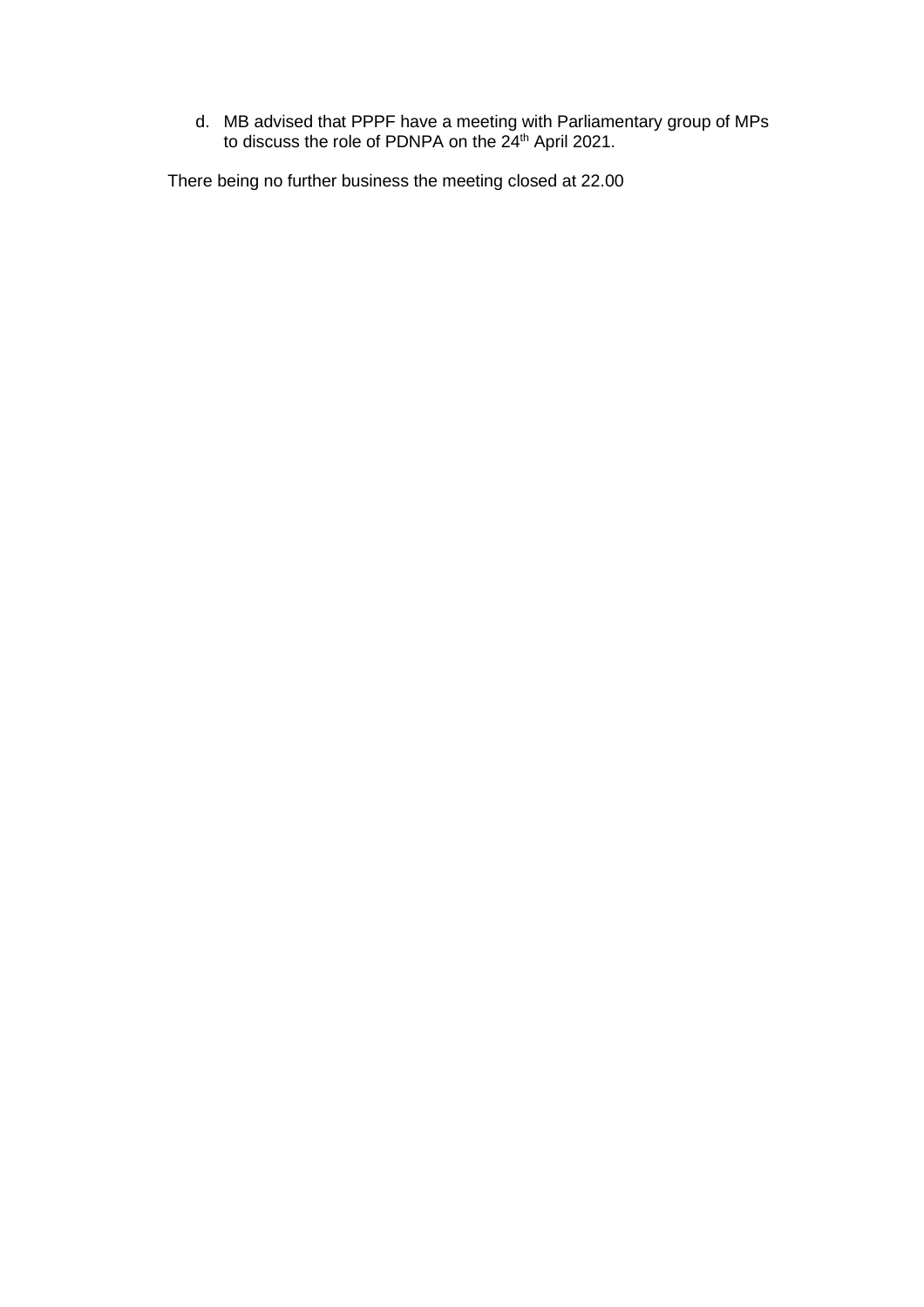d. MB advised that PPPF have a meeting with Parliamentary group of MPs to discuss the role of PDNPA on the 24th April 2021.

There being no further business the meeting closed at 22.00